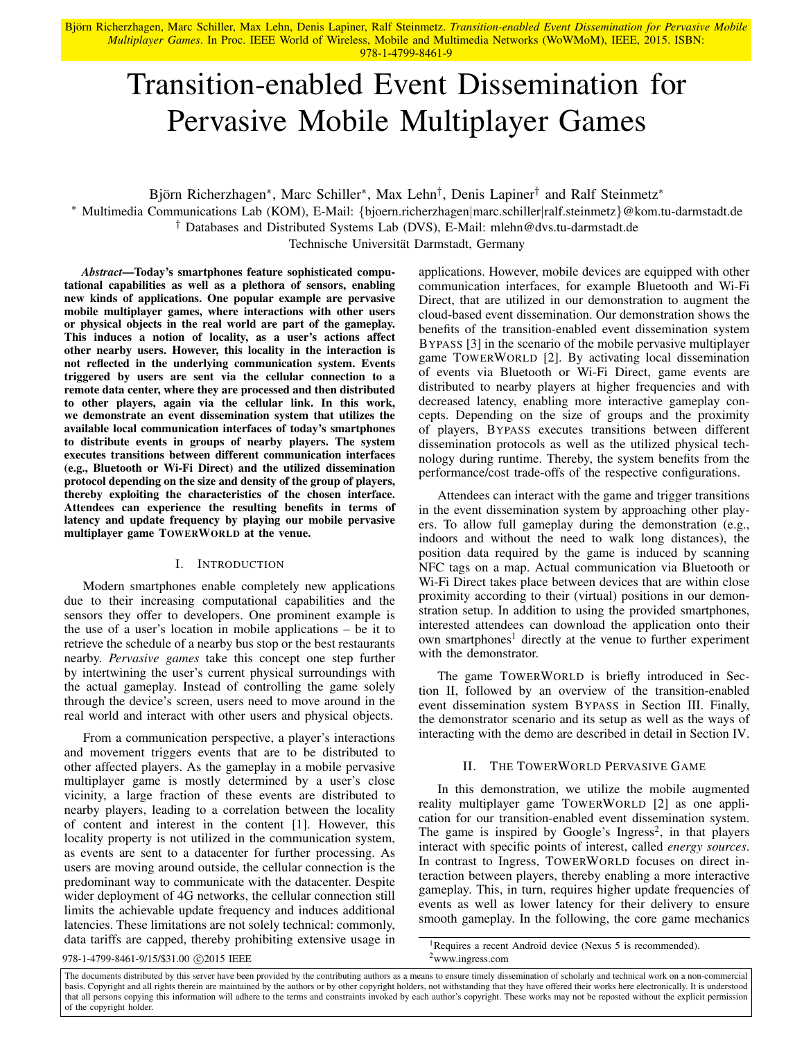Björn Richerzhagen, Marc Schiller, Max Lehn, Denis Lapiner, Ralf Steinmetz. *Transition-enabled Event Dissemination for Pervasive Mobile Multiplayer Games*. In Proc. IEEE World of Wireless, Mobile and Multimedia Networks (WoWMoM), IEEE, 2015. ISBN: 978-1-4799-8461-9

# Transition-enabled Event Dissemination for Pervasive Mobile Multiplayer Games

Björn Richerzhagen[∗], Marc Schiller[∗], Max Lehn[†], Denis Lapiner[†] and Ralf Steinmetz[∗]

[∗] Multimedia Communications Lab (KOM), E-Mail: {bjoern.richerzhagen|marc.schiller|ralf.steinmetz}@kom.tu-darmstadt.de

[†] Databases and Distributed Systems Lab (DVS), E-Mail: mlehn@dvs.tu-darmstadt.de

Technische Universität Darmstadt, Germany

***Abstract*—Today's smartphones feature sophisticated computational capabilities as well as a plethora of sensors, enabling new kinds of applications. One popular example are pervasive mobile multiplayer games, where interactions with other users or physical objects in the real world are part of the gameplay. This induces a notion of locality, as a user's actions affect other nearby users. However, this locality in the interaction is not reflected in the underlying communication system. Events triggered by users are sent via the cellular connection to a remote data center, where they are processed and then distributed to other players, again via the cellular link. In this work, we demonstrate an event dissemination system that utilizes the available local communication interfaces of today's smartphones to distribute events in groups of nearby players. The system executes transitions between different communication interfaces (e.g., Bluetooth or Wi-Fi Direct) and the utilized dissemination protocol depending on the size and density of the group of players, thereby exploiting the characteristics of the chosen interface. Attendees can experience the resulting benefits in terms of latency and update frequency by playing our mobile pervasive multiplayer game TOWERWORLD at the venue.**

## I. INTRODUCTION

Modern smartphones enable completely new applications due to their increasing computational capabilities and the sensors they offer to developers. One prominent example is the use of a user's location in mobile applications – be it to retrieve the schedule of a nearby bus stop or the best restaurants nearby. *Pervasive games* take this concept one step further by intertwining the user's current physical surroundings with the actual gameplay. Instead of controlling the game solely through the device's screen, users need to move around in the real world and interact with other users and physical objects.

From a communication perspective, a player's interactions and movement triggers events that are to be distributed to other affected players. As the gameplay in a mobile pervasive multiplayer game is mostly determined by a user's close vicinity, a large fraction of these events are distributed to nearby players, leading to a correlation between the locality of content and interest in the content [1]. However, this locality property is not utilized in the communication system, as events are sent to a datacenter for further processing. As users are moving around outside, the cellular connection is the predominant way to communicate with the datacenter. Despite wider deployment of 4G networks, the cellular connection still limits the achievable update frequency and induces additional latencies. These limitations are not solely technical: commonly, data tariffs are capped, thereby prohibiting extensive usage in applications. However, mobile devices are equipped with other communication interfaces, for example Bluetooth and Wi-Fi Direct, that are utilized in our demonstration to augment the cloud-based event dissemination. Our demonstration shows the benefits of the transition-enabled event dissemination system BYPASS [3] in the scenario of the mobile pervasive multiplayer game TOWERWORLD [2]. By activating local dissemination of events via Bluetooth or Wi-Fi Direct, game events are distributed to nearby players at higher frequencies and with decreased latency, enabling more interactive gameplay concepts. Depending on the size of groups and the proximity of players, BYPASS executes transitions between different dissemination protocols as well as the utilized physical technology during runtime. Thereby, the system benefits from the performance/cost trade-offs of the respective configurations.

Attendees can interact with the game and trigger transitions in the event dissemination system by approaching other players. To allow full gameplay during the demonstration (e.g., indoors and without the need to walk long distances), the position data required by the game is induced by scanning NFC tags on a map. Actual communication via Bluetooth or Wi-Fi Direct takes place between devices that are within close proximity according to their (virtual) positions in our demonstration setup. In addition to using the provided smartphones, interested attendees can download the application onto their own smartphones[1] directly at the venue to further experiment with the demonstrator.

The game TOWERWORLD is briefly introduced in Section II, followed by an overview of the transition-enabled event dissemination system BYPASS in Section III. Finally, the demonstrator scenario and its setup as well as the ways of interacting with the demo are described in detail in Section IV.

## II. THE TOWERWORLD PERVASIVE GAME

In this demonstration, we utilize the mobile augmented reality multiplayer game TOWERWORLD [2] as one application for our transition-enabled event dissemination system. The game is inspired by Google's Ingress[2], in that players interact with specific points of interest, called *energy sources*. In contrast to Ingress, TOWERWORLD focuses on direct interaction between players, thereby enabling a more interactive gameplay. This, in turn, requires higher update frequencies of events as well as lower latency for their delivery to ensure smooth gameplay. In the following, the core game mechanics

[1] Requires a recent Android device (Nexus 5 is recommended).

[2] www.ingress.com

978-1-4799-8461-9/15/$31.00 ©2015 IEEE

The documents distributed by this server have been provided by the contributing authors as a means to ensure timely dissemination of scholarly and technical work on a non-commercial basis. Copyright and all rights therein are maintained by the authors or by other copyright holders, not withstanding that they have offered their works here electronically. It is understood that all persons copying this information will adhere to the terms and constraints invoked by each author's copyright. These works may not be reposted without the explicit permission of the copyright holder.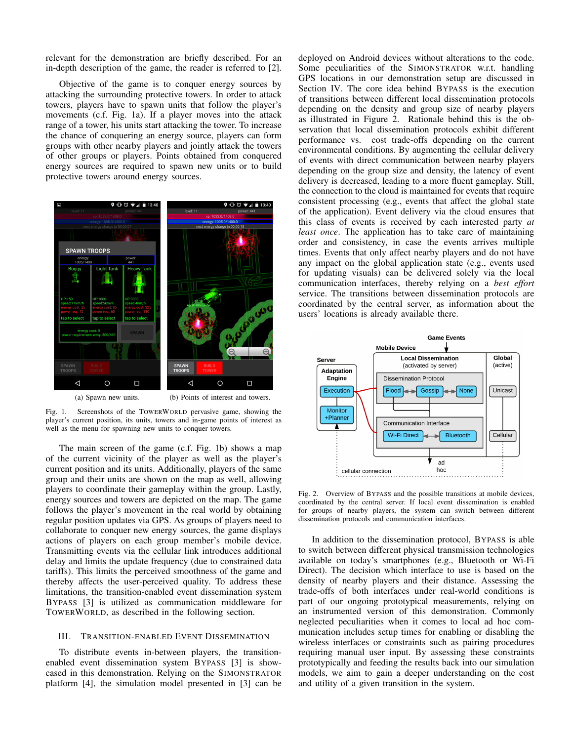relevant for the demonstration are briefly described. For an in-depth description of the game, the reader is referred to [2].

Objective of the game is to conquer energy sources by attacking the surrounding protective towers. In order to attack towers, players have to spawn units that follow the player's movements (c.f. Fig. 1a). If a player moves into the attack range of a tower, his units start attacking the tower. To increase the chance of conquering an energy source, players can form groups with other nearby players and jointly attack the towers of other groups or players. Points obtained from conquered energy sources are required to spawn new units or to build protective towers around energy sources.

(a) Spawn new units. (b) Points of interest and towers.

Fig. 1. Screenshots of the TOWERWORLD pervasive game, showing the player's current position, its units, towers and in-game points of interest as well as the menu for spawning new units to conquer towers.

The main screen of the game (c.f. Fig. 1b) shows a map of the current vicinity of the player as well as the player's current position and its units. Additionally, players of the same group and their units are shown on the map as well, allowing players to coordinate their gameplay within the group. Lastly, energy sources and towers are depicted on the map. The game follows the player's movement in the real world by obtaining regular position updates via GPS. As groups of players need to collaborate to conquer new energy sources, the game displays actions of players on each group member's mobile device. Transmitting events via the cellular link introduces additional delay and limits the update frequency (due to constrained data tariffs). This limits the perceived smoothness of the game and thereby affects the user-perceived quality. To address these limitations, the transition-enabled event dissemination system BYPASS [3] is utilized as communication middleware for TOWERWORLD, as described in the following section.

## III. TRANSITION-ENABLED EVENT DISSEMINATION

To distribute events in-between players, the transition-enabled event dissemination system BYPASS [3] is show-cased in this demonstration. Relying on the SIMONSTRATOR platform [4], the simulation model presented in [3] can be deployed on Android devices without alterations to the code. Some peculiarities of the SIMONSTRATOR w.r.t. handling GPS locations in our demonstration setup are discussed in Section IV. The core idea behind BYPASS is the execution of transitions between different local dissemination protocols depending on the density and group size of nearby players as illustrated in Figure 2. Rationale behind this is the observation that local dissemination protocols exhibit different performance vs. cost trade-offs depending on the current environmental conditions. By augmenting the cellular delivery of events with direct communication between nearby players depending on the group size and density, the latency of event delivery is decreased, leading to a more fluent gameplay. Still, the connection to the cloud is maintained for events that require consistent processing (e.g., events that affect the global state of the application). Event delivery via the cloud ensures that this class of events is received by each interested party *at least once*. The application has to take care of maintaining order and consistency, in case the events arrives multiple times. Events that only affect nearby players and do not have any impact on the global application state (e.g., events used for updating visuals) can be delivered solely via the local communication interfaces, thereby relying on a *best effort* service. The transitions between dissemination protocols are coordinated by the central server, as information about the users' locations is already available there.

Fig. 2. Overview of BYPASS and the possible transitions at mobile devices, coordinated by the central server. If local event dissemination is enabled for groups of nearby players, the system can switch between different dissemination protocols and communication interfaces.

In addition to the dissemination protocol, BYPASS is able to switch between different physical transmission technologies available on today's smartphones (e.g., Bluetooth or Wi-Fi Direct). The decision which interface to use is based on the density of nearby players and their distance. Assessing the trade-offs of both interfaces under real-world conditions is part of our ongoing prototypical measurements, relying on an instrumented version of this demonstration. Commonly neglected peculiarities when it comes to local ad hoc communication includes setup times for enabling or disabling the wireless interfaces or constraints such as pairing procedures requiring manual user input. By assessing these constraints prototypically and feeding the results back into our simulation models, we aim to gain a deeper understanding on the cost and utility of a given transition in the system.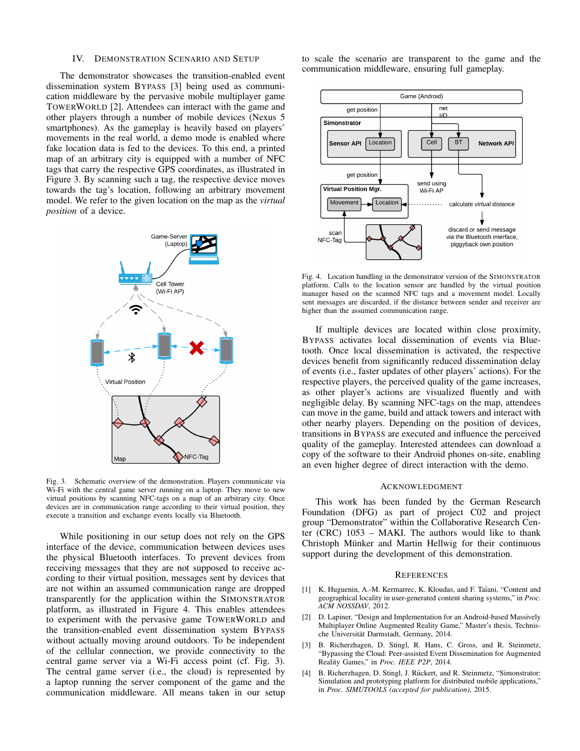## IV. Demonstration Scenario and Setup

The demonstrator showcases the transition-enabled event dissemination system BYPASS [3] being used as communication middleware by the pervasive mobile multiplayer game TOWERWORLD [2]. Attendees can interact with the game and other players through a number of mobile devices (Nexus 5 smartphones). As the gameplay is heavily based on players' movements in the real world, a demo mode is enabled where fake location data is fed to the devices. To this end, a printed map of an arbitrary city is equipped with a number of NFC tags that carry the respective GPS coordinates, as illustrated in Figure 3. By scanning such a tag, the respective device moves towards the tag's location, following an arbitrary movement model. We refer to the given location on the map as the *virtual position* of a device.

Game-Server (Laptop)
Cell Tower (Wi-Fi AP)
Virtual Position
Map
NFC-Tag

Fig. 3. Schematic overview of the demonstration. Players communicate via Wi-Fi with the central game server running on a laptop. They move to new virtual positions by scanning NFC-tags on a map of an arbitrary city. Once devices are in communication range according to their virtual position, they execute a transition and exchange events locally via Bluetooth.

While positioning in our setup does not rely on the GPS interface of the device, communication between devices uses the physical Bluetooth interfaces. To prevent devices from receiving messages that they are not supposed to receive according to their virtual position, messages sent by devices that are not within an assumed communication range are dropped transparently for the application within the SIMONSTRATOR platform, as illustrated in Figure 4. This enables attendees to experiment with the pervasive game TOWERWORLD and the transition-enabled event dissemination system BYPASS without actually moving around outdoors. To be independent of the cellular connection, we provide connectivity to the central game server via a Wi-Fi access point (cf. Fig. 3). The central game server (i.e., the cloud) is represented by a laptop running the server component of the game and the communication middleware. All means taken in our setup to scale the scenario are transparent to the game and the communication middleware, ensuring full gameplay.

Game (Android)
get position
net I/O
Simonstrator
Sensor API
Location
Cell
BT
Network API
get position
send using Wi-Fi AP
Virtual Position Mgr.
Movement
Location
calculate *virtual* distance
scan NFC-Tag
discard or send message via the Bluetooth interface, piggyback own position

Fig. 4. Location handling in the demonstrator version of the SIMONSTRATOR platform. Calls to the location sensor are handled by the virtual position manager based on the scanned NFC tags and a movement model. Locally sent messages are discarded, if the distance between sender and receiver are higher than the assumed communication range.

If multiple devices are located within close proximity, BYPASS activates local dissemination of events via Bluetooth. Once local dissemination is activated, the respective devices benefit from significantly reduced dissemination delay of events (i.e., faster updates of other players' actions). For the respective players, the perceived quality of the game increases, as other player's actions are visualized fluently and with negligible delay. By scanning NFC-tags on the map, attendees can move in the game, build and attack towers and interact with other nearby players. Depending on the position of devices, transitions in BYPASS are executed and influence the perceived quality of the gameplay. Interested attendees can download a copy of the software to their Android phones on-site, enabling an even higher degree of direct interaction with the demo.

## Acknowledgment

This work has been funded by the German Research Foundation (DFG) as part of project C02 and project group "Demonstrator" within the Collaborative Research Center (CRC) 1053 – MAKI. The authors would like to thank Christoph Münker and Martin Hellwig for their continuous support during the development of this demonstration.

## References

[1] K. Huguenin, A.-M. Kermarrec, K. Kloudas, and F. Taïani, "Content and geographical locality in user-generated content sharing systems," in *Proc. ACM NOSSDAV*, 2012.

[2] D. Lapiner, "Design and Implementation for an Android-based Massively Multiplayer Online Augmented Reality Game," Master's thesis, Technische Universität Darmstadt, Germany, 2014.

[3] B. Richerzhagen, D. Stingl, R. Hans, C. Gross, and R. Steinmetz, "Bypassing the Cloud: Peer-assisted Event Dissemination for Augmented Reality Games," in *Proc. IEEE P2P*, 2014.

[4] B. Richerzhagen, D. Stingl, J. Rückert, and R. Steinmetz, "Simonstrator: Simulation and prototyping platform for distributed mobile applications," in *Proc. SIMUTOOLS (accepted for publication)*, 2015.